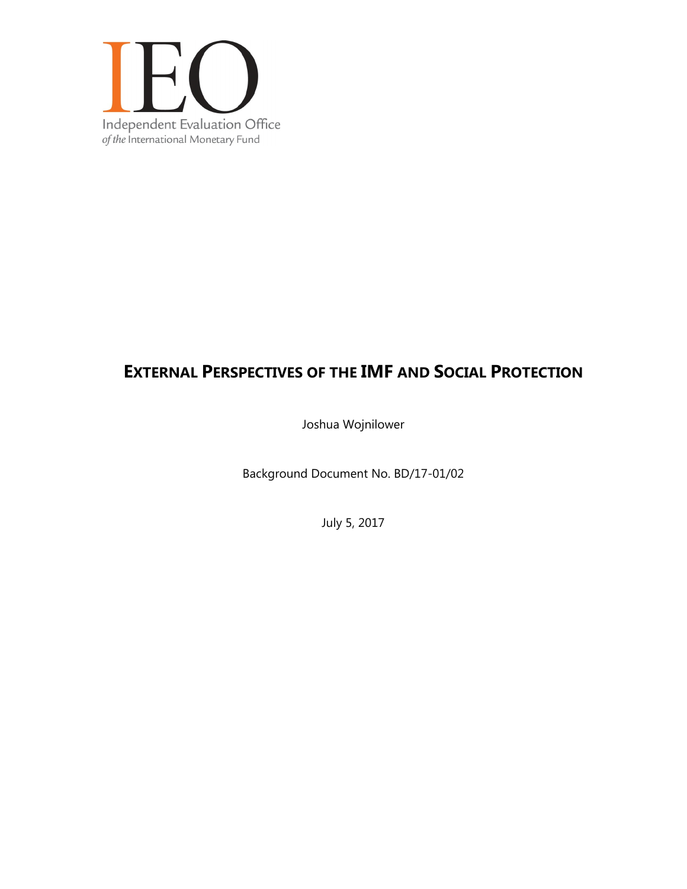IEO

Independent Evaluation Office
*of the* International Monetary Fund

# EXTERNAL PERSPECTIVES OF THE IMF AND SOCIAL PROTECTION

Joshua Wojnilower

Background Document No. BD/17-01/02

July 5, 2017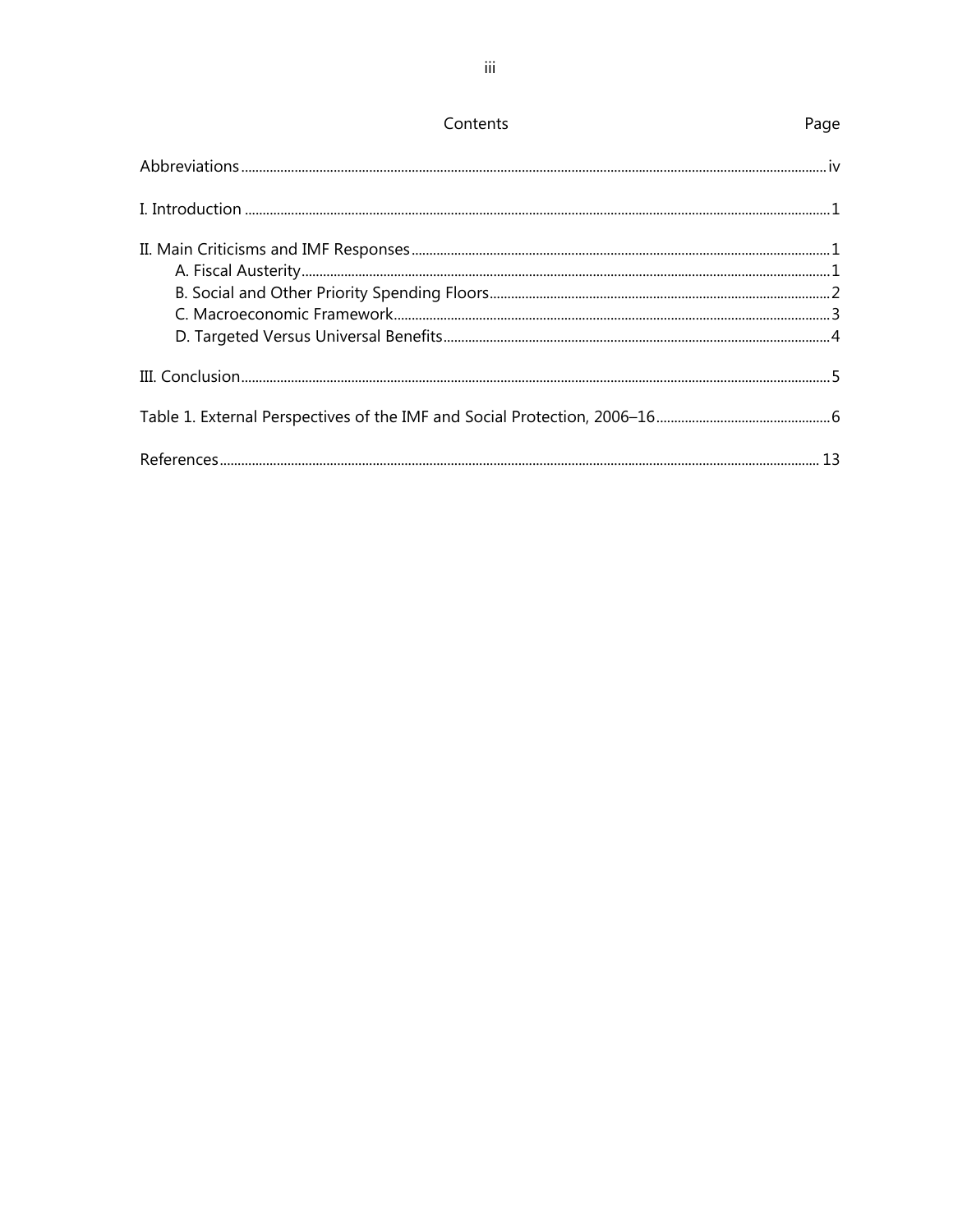## Contents

| | Page |
|---|---|
| Abbreviations | iv |
| I. Introduction | 1 |
| II. Main Criticisms and IMF Responses | 1 |
| A. Fiscal Austerity | 1 |
| B. Social and Other Priority Spending Floors | 2 |
| C. Macroeconomic Framework | 3 |
| D. Targeted Versus Universal Benefits | 4 |
| III. Conclusion | 5 |
| Table 1. External Perspectives of the IMF and Social Protection, 2006–16 | 6 |
| References | 13 |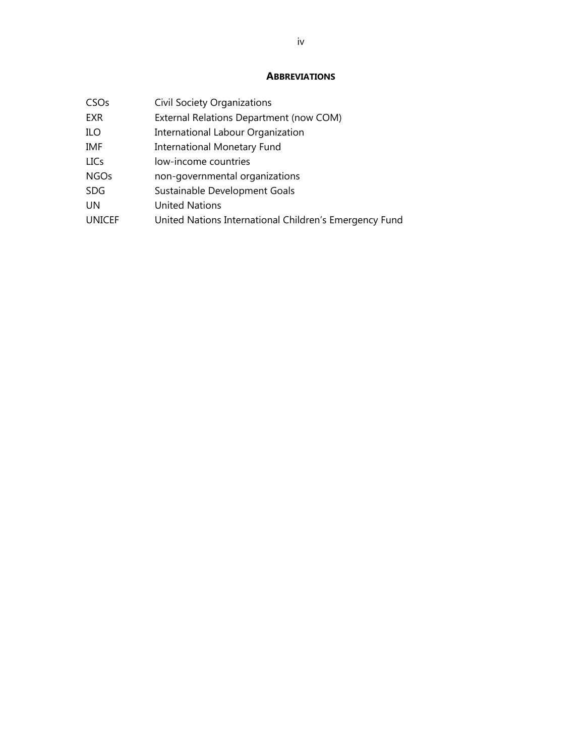## ABBREVIATIONS

| | |
|---|---|
| CSOs | Civil Society Organizations |
| EXR | External Relations Department (now COM) |
| ILO | International Labour Organization |
| IMF | International Monetary Fund |
| LICs | low-income countries |
| NGOs | non-governmental organizations |
| SDG | Sustainable Development Goals |
| UN | United Nations |
| UNICEF | United Nations International Children's Emergency Fund |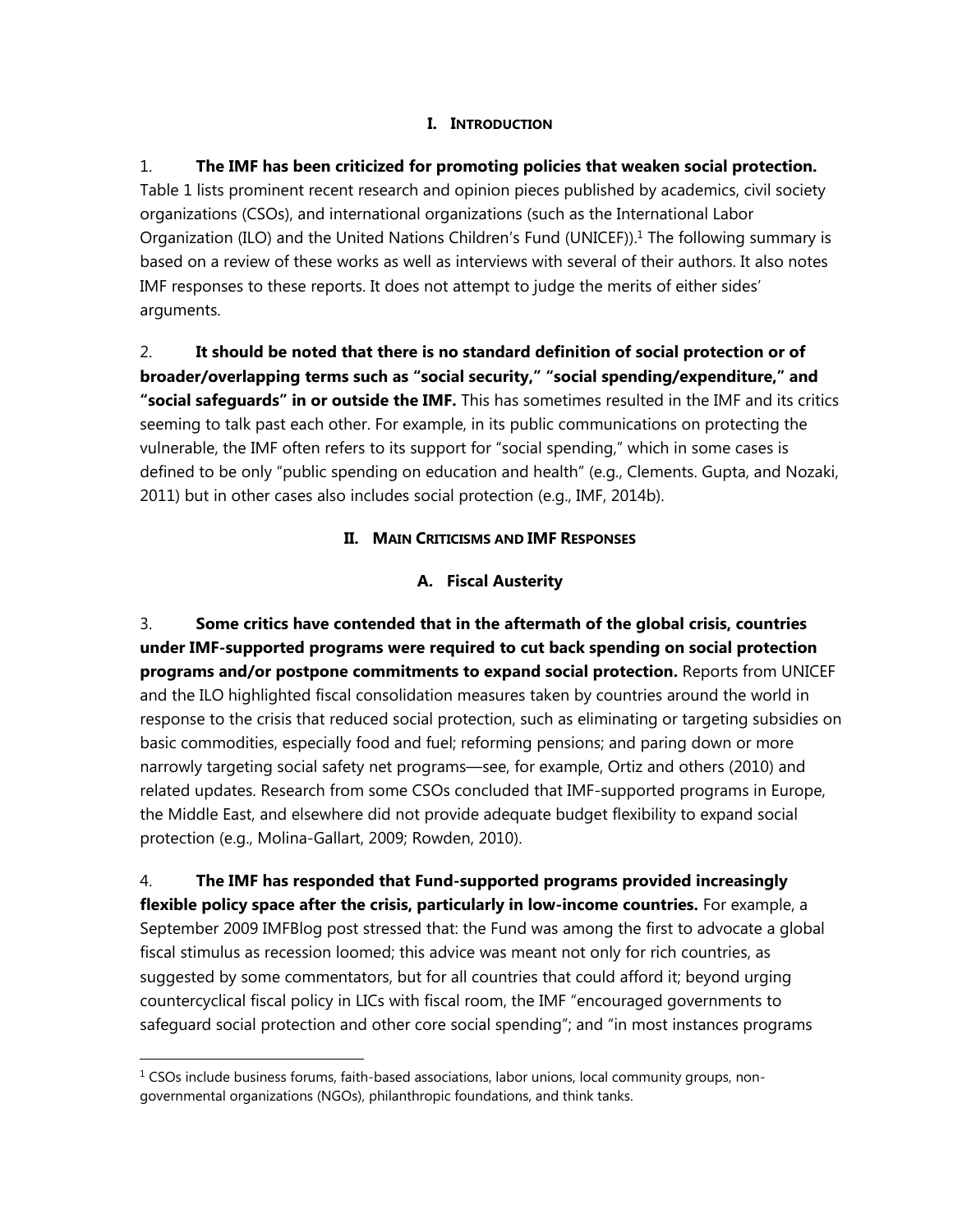## I. INTRODUCTION

1. **The IMF has been criticized for promoting policies that weaken social protection.** Table 1 lists prominent recent research and opinion pieces published by academics, civil society organizations (CSOs), and international organizations (such as the International Labor Organization (ILO) and the United Nations Children's Fund (UNICEF)).[1] The following summary is based on a review of these works as well as interviews with several of their authors. It also notes IMF responses to these reports. It does not attempt to judge the merits of either sides' arguments.

2. **It should be noted that there is no standard definition of social protection or of broader/overlapping terms such as "social security," "social spending/expenditure," and "social safeguards" in or outside the IMF.** This has sometimes resulted in the IMF and its critics seeming to talk past each other. For example, in its public communications on protecting the vulnerable, the IMF often refers to its support for "social spending," which in some cases is defined to be only "public spending on education and health" (e.g., Clements. Gupta, and Nozaki, 2011) but in other cases also includes social protection (e.g., IMF, 2014b).

## II. MAIN CRITICISMS AND IMF RESPONSES

### A. Fiscal Austerity

3. **Some critics have contended that in the aftermath of the global crisis, countries under IMF-supported programs were required to cut back spending on social protection programs and/or postpone commitments to expand social protection.** Reports from UNICEF and the ILO highlighted fiscal consolidation measures taken by countries around the world in response to the crisis that reduced social protection, such as eliminating or targeting subsidies on basic commodities, especially food and fuel; reforming pensions; and paring down or more narrowly targeting social safety net programs—see, for example, Ortiz and others (2010) and related updates. Research from some CSOs concluded that IMF-supported programs in Europe, the Middle East, and elsewhere did not provide adequate budget flexibility to expand social protection (e.g., Molina-Gallart, 2009; Rowden, 2010).

4. **The IMF has responded that Fund-supported programs provided increasingly flexible policy space after the crisis, particularly in low-income countries.** For example, a September 2009 IMFBlog post stressed that: the Fund was among the first to advocate a global fiscal stimulus as recession loomed; this advice was meant not only for rich countries, as suggested by some commentators, but for all countries that could afford it; beyond urging countercyclical fiscal policy in LICs with fiscal room, the IMF "encouraged governments to safeguard social protection and other core social spending"; and "in most instances programs

[1] CSOs include business forums, faith-based associations, labor unions, local community groups, non-governmental organizations (NGOs), philanthropic foundations, and think tanks.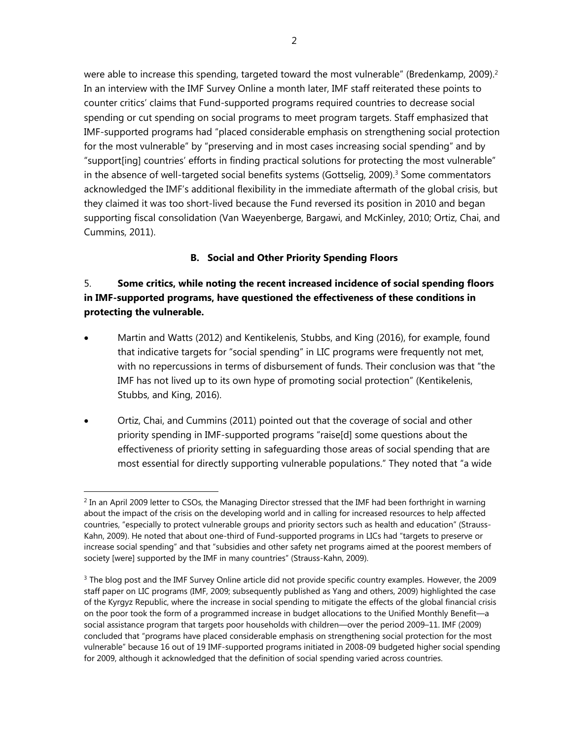were able to increase this spending, targeted toward the most vulnerable" (Bredenkamp, 2009).[2] In an interview with the IMF Survey Online a month later, IMF staff reiterated these points to counter critics' claims that Fund-supported programs required countries to decrease social spending or cut spending on social programs to meet program targets. Staff emphasized that IMF-supported programs had "placed considerable emphasis on strengthening social protection for the most vulnerable" by "preserving and in most cases increasing social spending" and by "support[ing] countries' efforts in finding practical solutions for protecting the most vulnerable" in the absence of well-targeted social benefits systems (Gottselig, 2009).[3] Some commentators acknowledged the IMF's additional flexibility in the immediate aftermath of the global crisis, but they claimed it was too short-lived because the Fund reversed its position in 2010 and began supporting fiscal consolidation (Van Waeyenberge, Bargawi, and McKinley, 2010; Ortiz, Chai, and Cummins, 2011).

### B. Social and Other Priority Spending Floors

5. **Some critics, while noting the recent increased incidence of social spending floors in IMF-supported programs, have questioned the effectiveness of these conditions in protecting the vulnerable.**

- Martin and Watts (2012) and Kentikelenis, Stubbs, and King (2016), for example, found that indicative targets for "social spending" in LIC programs were frequently not met, with no repercussions in terms of disbursement of funds. Their conclusion was that "the IMF has not lived up to its own hype of promoting social protection" (Kentikelenis, Stubbs, and King, 2016).

- Ortiz, Chai, and Cummins (2011) pointed out that the coverage of social and other priority spending in IMF-supported programs "raise[d] some questions about the effectiveness of priority setting in safeguarding those areas of social spending that are most essential for directly supporting vulnerable populations." They noted that "a wide

---

[2] In an April 2009 letter to CSOs, the Managing Director stressed that the IMF had been forthright in warning about the impact of the crisis on the developing world and in calling for increased resources to help affected countries, "especially to protect vulnerable groups and priority sectors such as health and education" (Strauss-Kahn, 2009). He noted that about one-third of Fund-supported programs in LICs had "targets to preserve or increase social spending" and that "subsidies and other safety net programs aimed at the poorest members of society [were] supported by the IMF in many countries" (Strauss-Kahn, 2009).

[3] The blog post and the IMF Survey Online article did not provide specific country examples. However, the 2009 staff paper on LIC programs (IMF, 2009; subsequently published as Yang and others, 2009) highlighted the case of the Kyrgyz Republic, where the increase in social spending to mitigate the effects of the global financial crisis on the poor took the form of a programmed increase in budget allocations to the Unified Monthly Benefit—a social assistance program that targets poor households with children—over the period 2009–11. IMF (2009) concluded that "programs have placed considerable emphasis on strengthening social protection for the most vulnerable" because 16 out of 19 IMF-supported programs initiated in 2008-09 budgeted higher social spending for 2009, although it acknowledged that the definition of social spending varied across countries.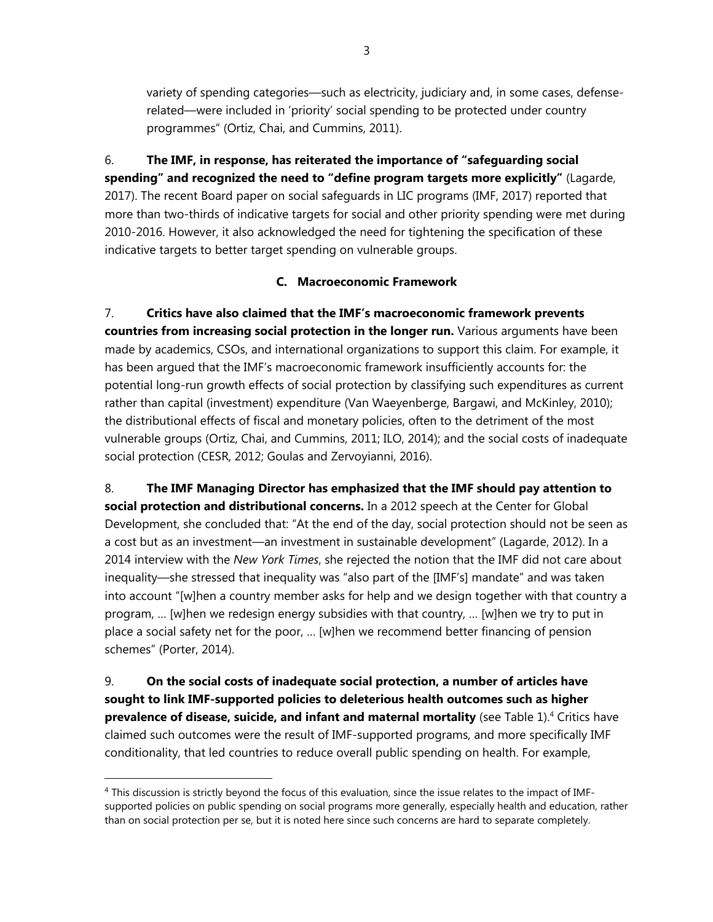variety of spending categories—such as electricity, judiciary and, in some cases, defense-related—were included in 'priority' social spending to be protected under country programmes" (Ortiz, Chai, and Cummins, 2011).

6. **The IMF, in response, has reiterated the importance of "safeguarding social spending" and recognized the need to "define program targets more explicitly"** (Lagarde, 2017). The recent Board paper on social safeguards in LIC programs (IMF, 2017) reported that more than two-thirds of indicative targets for social and other priority spending were met during 2010-2016. However, it also acknowledged the need for tightening the specification of these indicative targets to better target spending on vulnerable groups.

### C. Macroeconomic Framework

7. **Critics have also claimed that the IMF's macroeconomic framework prevents countries from increasing social protection in the longer run.** Various arguments have been made by academics, CSOs, and international organizations to support this claim. For example, it has been argued that the IMF's macroeconomic framework insufficiently accounts for: the potential long-run growth effects of social protection by classifying such expenditures as current rather than capital (investment) expenditure (Van Waeyenberge, Bargawi, and McKinley, 2010); the distributional effects of fiscal and monetary policies, often to the detriment of the most vulnerable groups (Ortiz, Chai, and Cummins, 2011; ILO, 2014); and the social costs of inadequate social protection (CESR, 2012; Goulas and Zervoyianni, 2016).

8. **The IMF Managing Director has emphasized that the IMF should pay attention to social protection and distributional concerns.** In a 2012 speech at the Center for Global Development, she concluded that: "At the end of the day, social protection should not be seen as a cost but as an investment—an investment in sustainable development" (Lagarde, 2012). In a 2014 interview with the *New York Times*, she rejected the notion that the IMF did not care about inequality—she stressed that inequality was "also part of the [IMF's] mandate" and was taken into account "[w]hen a country member asks for help and we design together with that country a program, … [w]hen we redesign energy subsidies with that country, … [w]hen we try to put in place a social safety net for the poor, … [w]hen we recommend better financing of pension schemes" (Porter, 2014).

9. **On the social costs of inadequate social protection, a number of articles have sought to link IMF-supported policies to deleterious health outcomes such as higher prevalence of disease, suicide, and infant and maternal mortality** (see Table 1).[4] Critics have claimed such outcomes were the result of IMF-supported programs, and more specifically IMF conditionality, that led countries to reduce overall public spending on health. For example,

[4] This discussion is strictly beyond the focus of this evaluation, since the issue relates to the impact of IMF-supported policies on public spending on social programs more generally, especially health and education, rather than on social protection per se, but it is noted here since such concerns are hard to separate completely.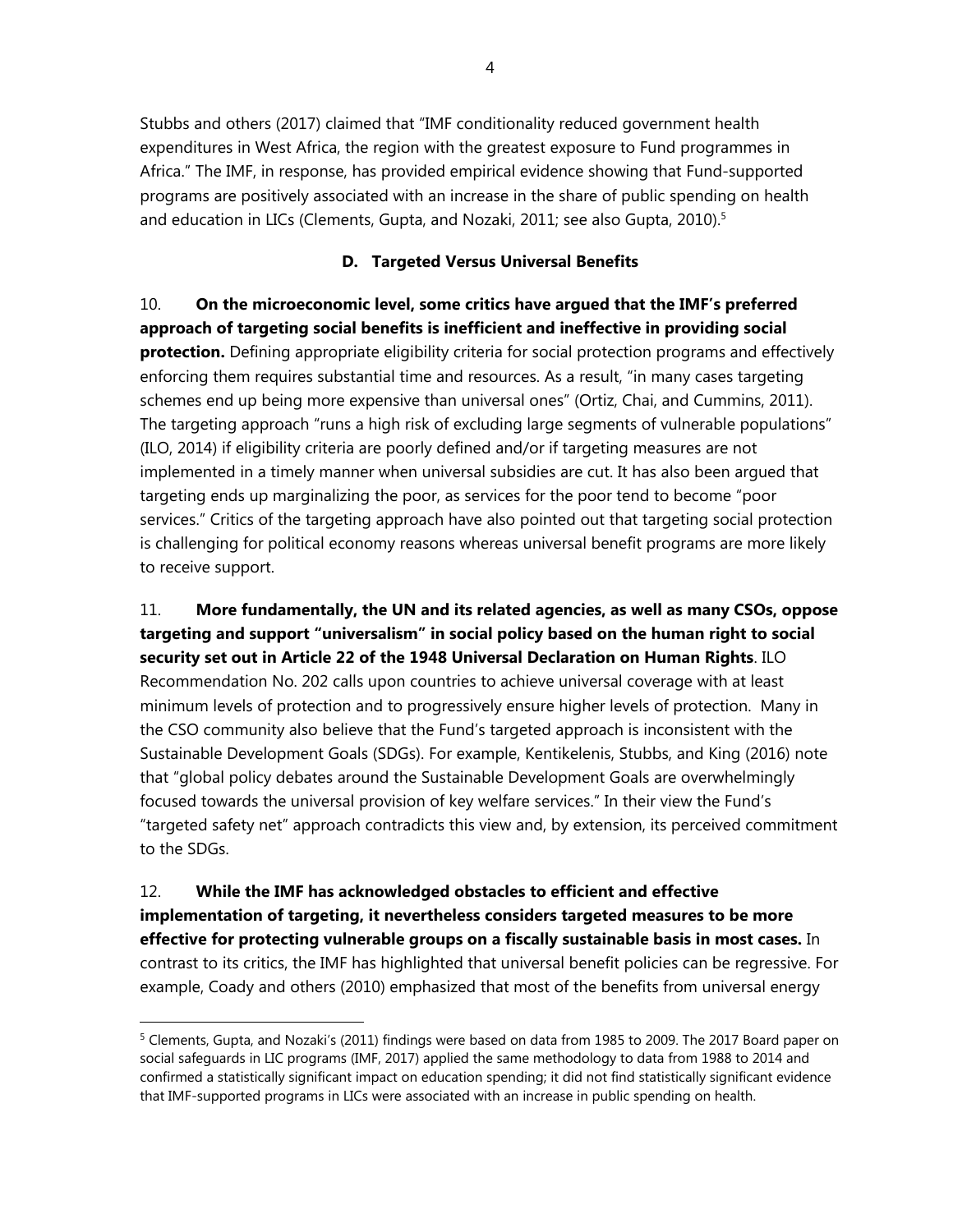Stubbs and others (2017) claimed that "IMF conditionality reduced government health expenditures in West Africa, the region with the greatest exposure to Fund programmes in Africa." The IMF, in response, has provided empirical evidence showing that Fund-supported programs are positively associated with an increase in the share of public spending on health and education in LICs (Clements, Gupta, and Nozaki, 2011; see also Gupta, 2010).[5]

### D. Targeted Versus Universal Benefits

10. **On the microeconomic level, some critics have argued that the IMF's preferred approach of targeting social benefits is inefficient and ineffective in providing social protection.** Defining appropriate eligibility criteria for social protection programs and effectively enforcing them requires substantial time and resources. As a result, "in many cases targeting schemes end up being more expensive than universal ones" (Ortiz, Chai, and Cummins, 2011). The targeting approach "runs a high risk of excluding large segments of vulnerable populations" (ILO, 2014) if eligibility criteria are poorly defined and/or if targeting measures are not implemented in a timely manner when universal subsidies are cut. It has also been argued that targeting ends up marginalizing the poor, as services for the poor tend to become "poor services." Critics of the targeting approach have also pointed out that targeting social protection is challenging for political economy reasons whereas universal benefit programs are more likely to receive support.

11. **More fundamentally, the UN and its related agencies, as well as many CSOs, oppose targeting and support "universalism" in social policy based on the human right to social security set out in Article 22 of the 1948 Universal Declaration on Human Rights**. ILO Recommendation No. 202 calls upon countries to achieve universal coverage with at least minimum levels of protection and to progressively ensure higher levels of protection. Many in the CSO community also believe that the Fund's targeted approach is inconsistent with the Sustainable Development Goals (SDGs). For example, Kentikelenis, Stubbs, and King (2016) note that "global policy debates around the Sustainable Development Goals are overwhelmingly focused towards the universal provision of key welfare services." In their view the Fund's "targeted safety net" approach contradicts this view and, by extension, its perceived commitment to the SDGs.

12. **While the IMF has acknowledged obstacles to efficient and effective implementation of targeting, it nevertheless considers targeted measures to be more effective for protecting vulnerable groups on a fiscally sustainable basis in most cases.** In contrast to its critics, the IMF has highlighted that universal benefit policies can be regressive. For example, Coady and others (2010) emphasized that most of the benefits from universal energy

[5] Clements, Gupta, and Nozaki's (2011) findings were based on data from 1985 to 2009. The 2017 Board paper on social safeguards in LIC programs (IMF, 2017) applied the same methodology to data from 1988 to 2014 and confirmed a statistically significant impact on education spending; it did not find statistically significant evidence that IMF-supported programs in LICs were associated with an increase in public spending on health.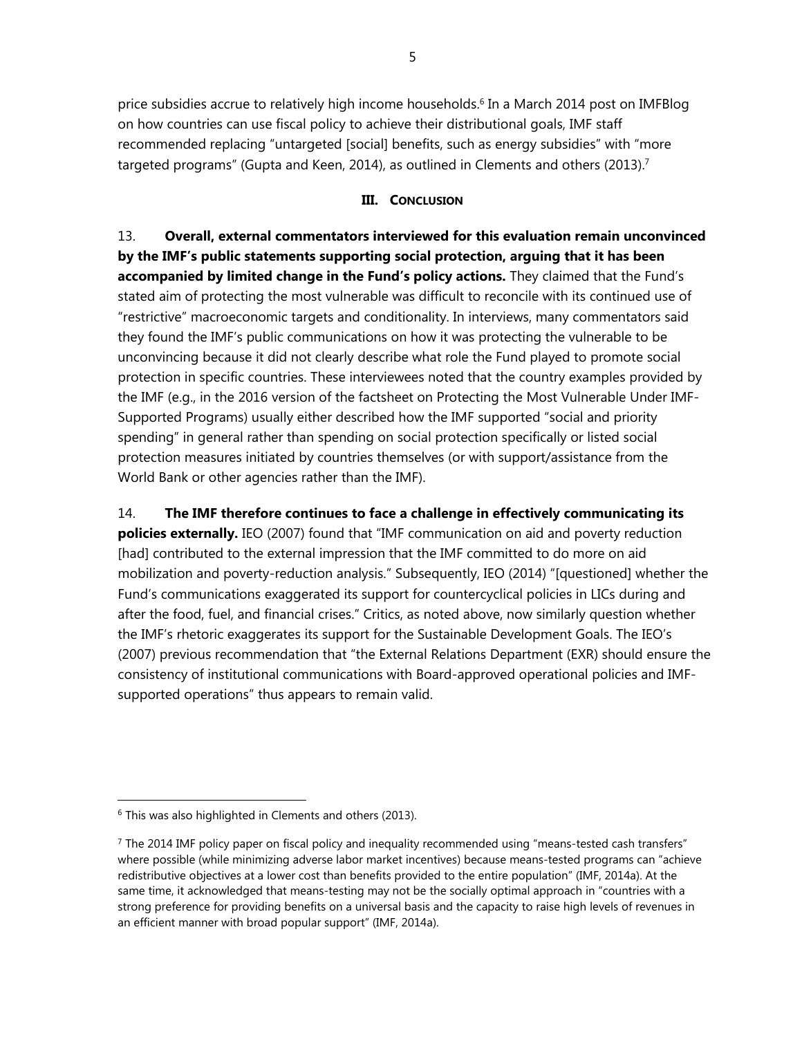price subsidies accrue to relatively high income households.[6] In a March 2014 post on IMFBlog on how countries can use fiscal policy to achieve their distributional goals, IMF staff recommended replacing "untargeted [social] benefits, such as energy subsidies" with "more targeted programs" (Gupta and Keen, 2014), as outlined in Clements and others (2013).[7]

## III. CONCLUSION

13. **Overall, external commentators interviewed for this evaluation remain unconvinced by the IMF's public statements supporting social protection, arguing that it has been accompanied by limited change in the Fund's policy actions.** They claimed that the Fund's stated aim of protecting the most vulnerable was difficult to reconcile with its continued use of "restrictive" macroeconomic targets and conditionality. In interviews, many commentators said they found the IMF's public communications on how it was protecting the vulnerable to be unconvincing because it did not clearly describe what role the Fund played to promote social protection in specific countries. These interviewees noted that the country examples provided by the IMF (e.g., in the 2016 version of the factsheet on Protecting the Most Vulnerable Under IMF-Supported Programs) usually either described how the IMF supported "social and priority spending" in general rather than spending on social protection specifically or listed social protection measures initiated by countries themselves (or with support/assistance from the World Bank or other agencies rather than the IMF).

14. **The IMF therefore continues to face a challenge in effectively communicating its policies externally.** IEO (2007) found that "IMF communication on aid and poverty reduction [had] contributed to the external impression that the IMF committed to do more on aid mobilization and poverty-reduction analysis." Subsequently, IEO (2014) "[questioned] whether the Fund's communications exaggerated its support for countercyclical policies in LICs during and after the food, fuel, and financial crises." Critics, as noted above, now similarly question whether the IMF's rhetoric exaggerates its support for the Sustainable Development Goals. The IEO's (2007) previous recommendation that "the External Relations Department (EXR) should ensure the consistency of institutional communications with Board-approved operational policies and IMF-supported operations" thus appears to remain valid.

---

[6] This was also highlighted in Clements and others (2013).

[7] The 2014 IMF policy paper on fiscal policy and inequality recommended using "means-tested cash transfers" where possible (while minimizing adverse labor market incentives) because means-tested programs can "achieve redistributive objectives at a lower cost than benefits provided to the entire population" (IMF, 2014a). At the same time, it acknowledged that means-testing may not be the socially optimal approach in "countries with a strong preference for providing benefits on a universal basis and the capacity to raise high levels of revenues in an efficient manner with broad popular support" (IMF, 2014a).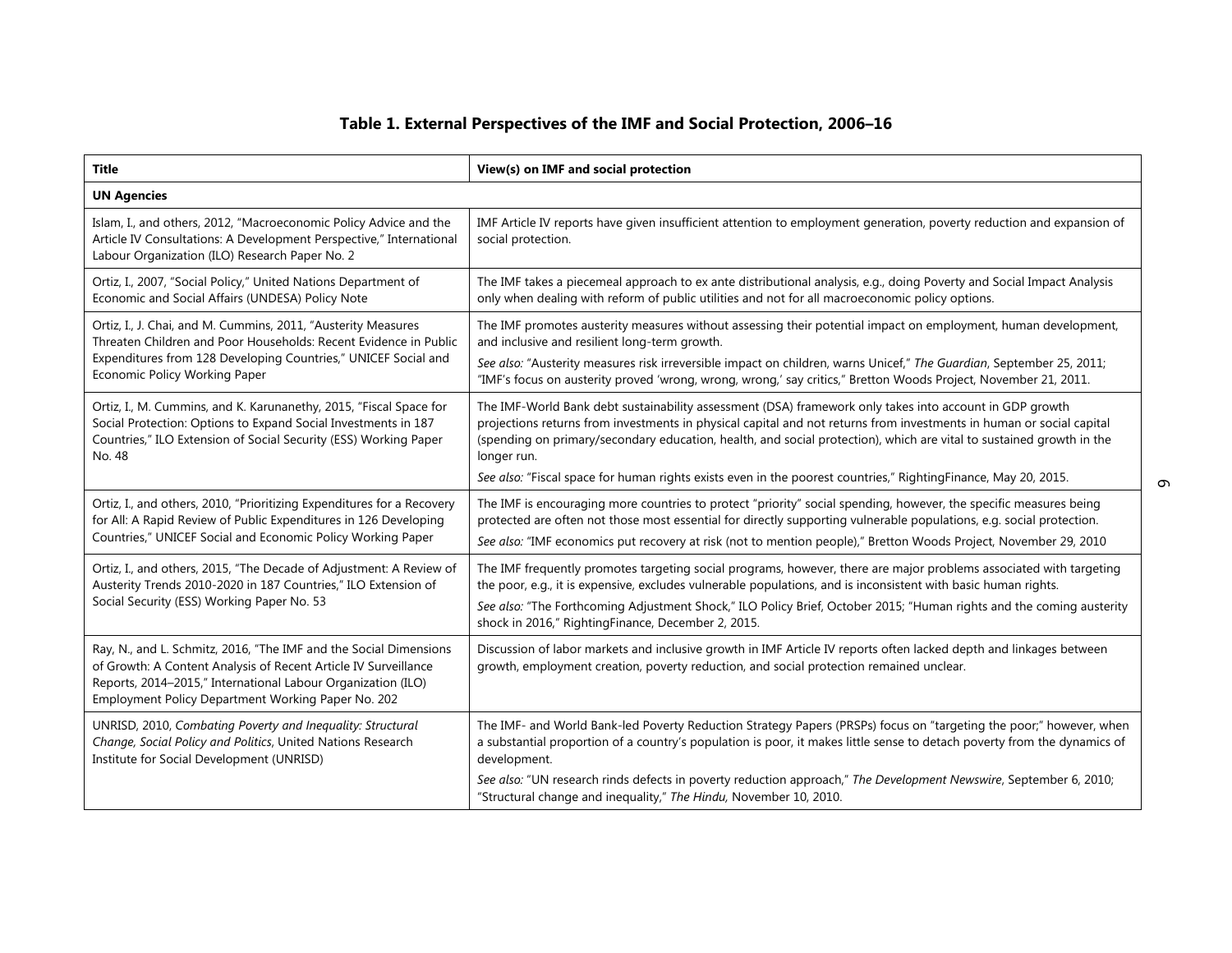# Table 1. External Perspectives of the IMF and Social Protection, 2006–16

| Title | View(s) on IMF and social protection |
|---|---|
| **UN Agencies** | |
| Islam, I., and others, 2012, "Macroeconomic Policy Advice and the Article IV Consultations: A Development Perspective," International Labour Organization (ILO) Research Paper No. 2 | IMF Article IV reports have given insufficient attention to employment generation, poverty reduction and expansion of social protection. |
| Ortiz, I., 2007, "Social Policy," United Nations Department of Economic and Social Affairs (UNDESA) Policy Note | The IMF takes a piecemeal approach to ex ante distributional analysis, e.g., doing Poverty and Social Impact Analysis only when dealing with reform of public utilities and not for all macroeconomic policy options. |
| Ortiz, I., J. Chai, and M. Cummins, 2011, "Austerity Measures Threaten Children and Poor Households: Recent Evidence in Public Expenditures from 128 Developing Countries," UNICEF Social and Economic Policy Working Paper | The IMF promotes austerity measures without assessing their potential impact on employment, human development, and inclusive and resilient long-term growth. *See also:* "Austerity measures risk irreversible impact on children, warns Unicef," *The Guardian*, September 25, 2011; "IMF's focus on austerity proved 'wrong, wrong, wrong,' say critics," Bretton Woods Project, November 21, 2011. |
| Ortiz, I., M. Cummins, and K. Karunanethy, 2015, "Fiscal Space for Social Protection: Options to Expand Social Investments in 187 Countries," ILO Extension of Social Security (ESS) Working Paper No. 48 | The IMF-World Bank debt sustainability assessment (DSA) framework only takes into account in GDP growth projections returns from investments in physical capital and not returns from investments in human or social capital (spending on primary/secondary education, health, and social protection), which are vital to sustained growth in the longer run. *See also:* "Fiscal space for human rights exists even in the poorest countries," RightingFinance, May 20, 2015. |
| Ortiz, I., and others, 2010, "Prioritizing Expenditures for a Recovery for All: A Rapid Review of Public Expenditures in 126 Developing Countries," UNICEF Social and Economic Policy Working Paper | The IMF is encouraging more countries to protect "priority" social spending, however, the specific measures being protected are often not those most essential for directly supporting vulnerable populations, e.g. social protection. *See also:* "IMF economics put recovery at risk (not to mention people)," Bretton Woods Project, November 29, 2010 |
| Ortiz, I., and others, 2015, "The Decade of Adjustment: A Review of Austerity Trends 2010-2020 in 187 Countries," ILO Extension of Social Security (ESS) Working Paper No. 53 | The IMF frequently promotes targeting social programs, however, there are major problems associated with targeting the poor, e.g., it is expensive, excludes vulnerable populations, and is inconsistent with basic human rights. *See also:* "The Forthcoming Adjustment Shock," ILO Policy Brief, October 2015; "Human rights and the coming austerity shock in 2016," RightingFinance, December 2, 2015. |
| Ray, N., and L. Schmitz, 2016, "The IMF and the Social Dimensions of Growth: A Content Analysis of Recent Article IV Surveillance Reports, 2014–2015," International Labour Organization (ILO) Employment Policy Department Working Paper No. 202 | Discussion of labor markets and inclusive growth in IMF Article IV reports often lacked depth and linkages between growth, employment creation, poverty reduction, and social protection remained unclear. |
| UNRISD, 2010, *Combating Poverty and Inequality: Structural Change, Social Policy and Politics*, United Nations Research Institute for Social Development (UNRISD) | The IMF- and World Bank-led Poverty Reduction Strategy Papers (PRSPs) focus on "targeting the poor;" however, when a substantial proportion of a country's population is poor, it makes little sense to detach poverty from the dynamics of development. *See also:* "UN research rinds defects in poverty reduction approach," *The Development Newswire*, September 6, 2010; "Structural change and inequality," *The Hindu*, November 10, 2010. |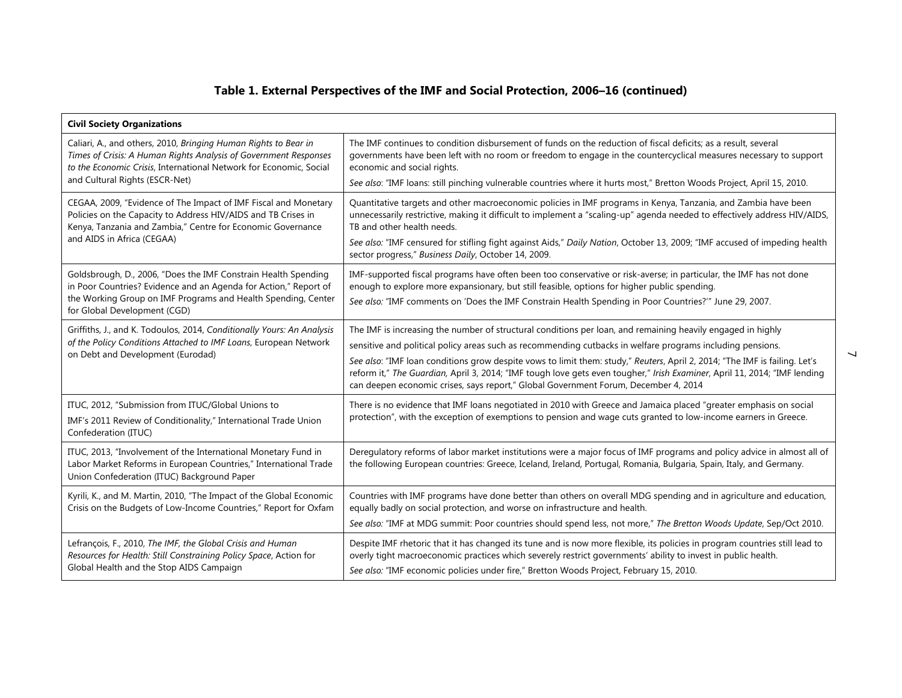## Table 1. External Perspectives of the IMF and Social Protection, 2006–16 (continued)

| **Civil Society Organizations** | |
|---|---|
| Caliari, A., and others, 2010, *Bringing Human Rights to Bear in Times of Crisis: A Human Rights Analysis of Government Responses to the Economic Crisis*, International Network for Economic, Social and Cultural Rights (ESCR-Net) | The IMF continues to condition disbursement of funds on the reduction of fiscal deficits; as a result, several governments have been left with no room or freedom to engage in the countercyclical measures necessary to support economic and social rights. *See also*: "IMF loans: still pinching vulnerable countries where it hurts most," Bretton Woods Project, April 15, 2010. |
| CEGAA, 2009, "Evidence of The Impact of IMF Fiscal and Monetary Policies on the Capacity to Address HIV/AIDS and TB Crises in Kenya, Tanzania and Zambia," Centre for Economic Governance and AIDS in Africa (CEGAA) | Quantitative targets and other macroeconomic policies in IMF programs in Kenya, Tanzania, and Zambia have been unnecessarily restrictive, making it difficult to implement a "scaling-up" agenda needed to effectively address HIV/AIDS, TB and other health needs. *See also:* "IMF censured for stifling fight against Aids," *Daily Nation*, October 13, 2009; "IMF accused of impeding health sector progress," *Business Daily*, October 14, 2009. |
| Goldsbrough, D., 2006, "Does the IMF Constrain Health Spending in Poor Countries? Evidence and an Agenda for Action," Report of the Working Group on IMF Programs and Health Spending, Center for Global Development (CGD) | IMF-supported fiscal programs have often been too conservative or risk-averse; in particular, the IMF has not done enough to explore more expansionary, but still feasible, options for higher public spending. *See also:* "IMF comments on 'Does the IMF Constrain Health Spending in Poor Countries?'" June 29, 2007. |
| Griffiths, J., and K. Todoulos, 2014, *Conditionally Yours: An Analysis of the Policy Conditions Attached to IMF Loans*, European Network on Debt and Development (Eurodad) | The IMF is increasing the number of structural conditions per loan, and remaining heavily engaged in highly sensitive and political policy areas such as recommending cutbacks in welfare programs including pensions. *See also*: "IMF loan conditions grow despite vows to limit them: study," *Reuters*, April 2, 2014; "The IMF is failing. Let's reform it," *The Guardian,* April 3, 2014; "IMF tough love gets even tougher," *Irish Examiner*, April 11, 2014; "IMF lending can deepen economic crises, says report," Global Government Forum, December 4, 2014 |
| ITUC, 2012, "Submission from ITUC/Global Unions to IMF's 2011 Review of Conditionality," International Trade Union Confederation (ITUC) | There is no evidence that IMF loans negotiated in 2010 with Greece and Jamaica placed "greater emphasis on social protection", with the exception of exemptions to pension and wage cuts granted to low-income earners in Greece. |
| ITUC, 2013, "Involvement of the International Monetary Fund in Labor Market Reforms in European Countries," International Trade Union Confederation (ITUC) Background Paper | Deregulatory reforms of labor market institutions were a major focus of IMF programs and policy advice in almost all of the following European countries: Greece, Iceland, Ireland, Portugal, Romania, Bulgaria, Spain, Italy, and Germany. |
| Kyrili, K., and M. Martin, 2010, "The Impact of the Global Economic Crisis on the Budgets of Low-Income Countries," Report for Oxfam | Countries with IMF programs have done better than others on overall MDG spending and in agriculture and education, equally badly on social protection, and worse on infrastructure and health. *See also:* "IMF at MDG summit: Poor countries should spend less, not more," *The Bretton Woods Update*, Sep/Oct 2010. |
| Lefrançois, F., 2010, *The IMF, the Global Crisis and Human Resources for Health: Still Constraining Policy Space*, Action for Global Health and the Stop AIDS Campaign | Despite IMF rhetoric that it has changed its tune and is now more flexible, its policies in program countries still lead to overly tight macroeconomic practices which severely restrict governments' ability to invest in public health. *See also:* "IMF economic policies under fire," Bretton Woods Project, February 15, 2010. |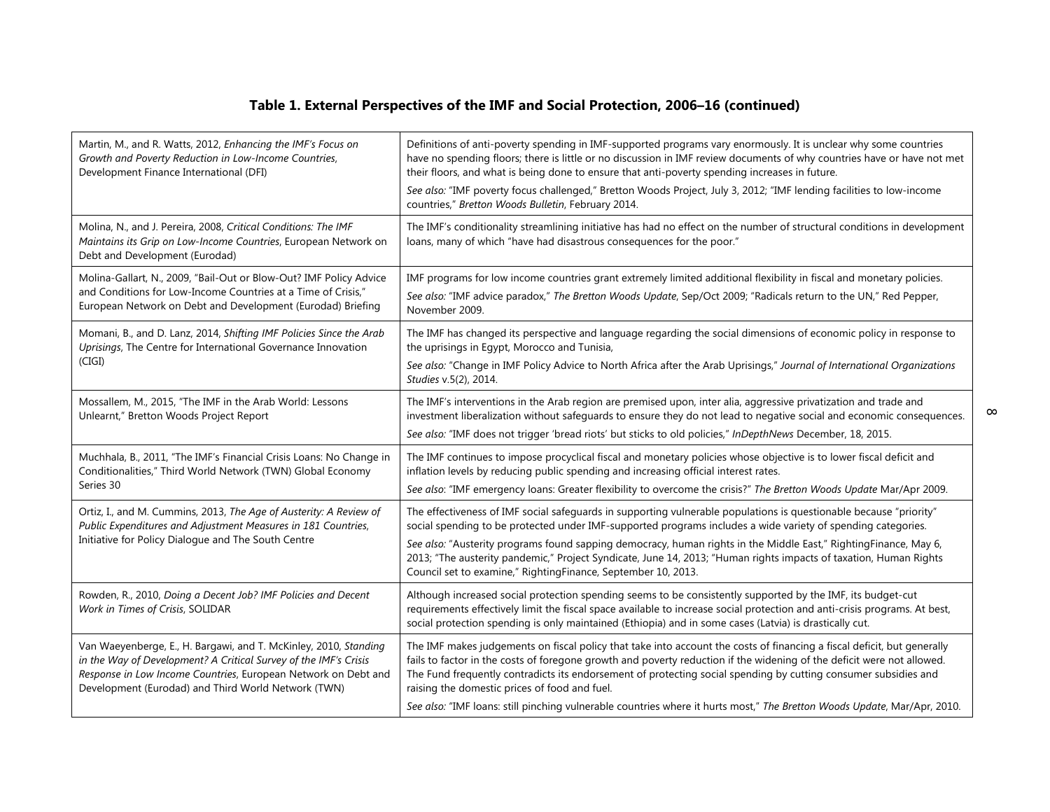**Table 1. External Perspectives of the IMF and Social Protection, 2006–16 (continued)**

| | |
|---|---|
| Martin, M., and R. Watts, 2012, *Enhancing the IMF's Focus on Growth and Poverty Reduction in Low-Income Countries*, Development Finance International (DFI) | Definitions of anti-poverty spending in IMF-supported programs vary enormously. It is unclear why some countries have no spending floors; there is little or no discussion in IMF review documents of why countries have or have not met their floors, and what is being done to ensure that anti-poverty spending increases in future. *See also:* "IMF poverty focus challenged," Bretton Woods Project, July 3, 2012; "IMF lending facilities to low-income countries," *Bretton Woods Bulletin*, February 2014. |
| Molina, N., and J. Pereira, 2008, *Critical Conditions: The IMF Maintains its Grip on Low-Income Countries*, European Network on Debt and Development (Eurodad) | The IMF's conditionality streamlining initiative has had no effect on the number of structural conditions in development loans, many of which "have had disastrous consequences for the poor." |
| Molina-Gallart, N., 2009, "Bail-Out or Blow-Out? IMF Policy Advice and Conditions for Low-Income Countries at a Time of Crisis," European Network on Debt and Development (Eurodad) Briefing | IMF programs for low income countries grant extremely limited additional flexibility in fiscal and monetary policies. *See also:* "IMF advice paradox," *The Bretton Woods Update*, Sep/Oct 2009; "Radicals return to the UN," Red Pepper, November 2009. |
| Momani, B., and D. Lanz, 2014, *Shifting IMF Policies Since the Arab Uprisings*, The Centre for International Governance Innovation (CIGI) | The IMF has changed its perspective and language regarding the social dimensions of economic policy in response to the uprisings in Egypt, Morocco and Tunisia, *See also:* "Change in IMF Policy Advice to North Africa after the Arab Uprisings," *Journal of International Organizations Studies* v.5(2), 2014. |
| Mossallem, M., 2015, "The IMF in the Arab World: Lessons Unlearnt," Bretton Woods Project Report | The IMF's interventions in the Arab region are premised upon, inter alia, aggressive privatization and trade and investment liberalization without safeguards to ensure they do not lead to negative social and economic consequences. *See also:* "IMF does not trigger 'bread riots' but sticks to old policies," *InDepthNews* December, 18, 2015. |
| Muchhala, B., 2011, "The IMF's Financial Crisis Loans: No Change in Conditionalities," Third World Network (TWN) Global Economy Series 30 | The IMF continues to impose procyclical fiscal and monetary policies whose objective is to lower fiscal deficit and inflation levels by reducing public spending and increasing official interest rates. *See also*: "IMF emergency loans: Greater flexibility to overcome the crisis?" *The Bretton Woods Update* Mar/Apr 2009. |
| Ortiz, I., and M. Cummins, 2013, *The Age of Austerity: A Review of Public Expenditures and Adjustment Measures in 181 Countries*, Initiative for Policy Dialogue and The South Centre | The effectiveness of IMF social safeguards in supporting vulnerable populations is questionable because "priority" social spending to be protected under IMF-supported programs includes a wide variety of spending categories. *See also:* "Austerity programs found sapping democracy, human rights in the Middle East," RightingFinance, May 6, 2013; "The austerity pandemic," Project Syndicate, June 14, 2013; "Human rights impacts of taxation, Human Rights Council set to examine," RightingFinance, September 10, 2013. |
| Rowden, R., 2010, *Doing a Decent Job? IMF Policies and Decent Work in Times of Crisis*, SOLIDAR | Although increased social protection spending seems to be consistently supported by the IMF, its budget-cut requirements effectively limit the fiscal space available to increase social protection and anti-crisis programs. At best, social protection spending is only maintained (Ethiopia) and in some cases (Latvia) is drastically cut. |
| Van Waeyenberge, E., H. Bargawi, and T. McKinley, 2010, *Standing in the Way of Development? A Critical Survey of the IMF's Crisis Response in Low Income Countries*, European Network on Debt and Development (Eurodad) and Third World Network (TWN) | The IMF makes judgements on fiscal policy that take into account the costs of financing a fiscal deficit, but generally fails to factor in the costs of foregone growth and poverty reduction if the widening of the deficit were not allowed. The Fund frequently contradicts its endorsement of protecting social spending by cutting consumer subsidies and raising the domestic prices of food and fuel. *See also:* "IMF loans: still pinching vulnerable countries where it hurts most," *The Bretton Woods Update*, Mar/Apr, 2010. |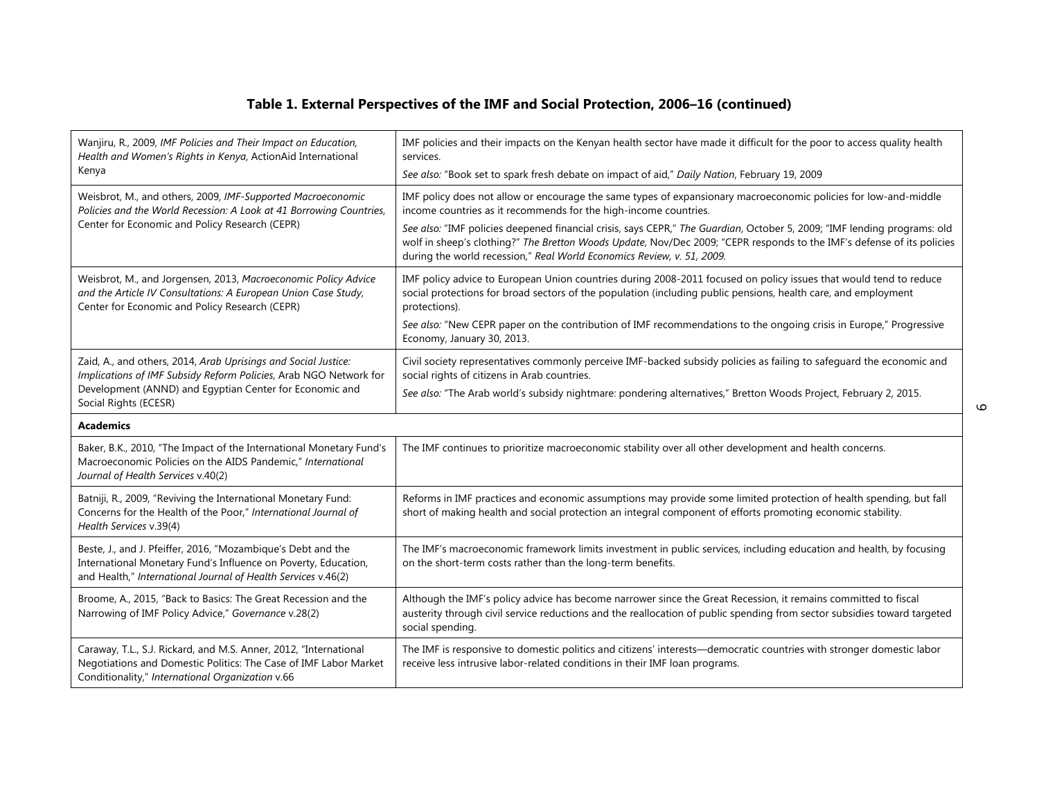## Table 1. External Perspectives of the IMF and Social Protection, 2006–16 (continued)

| | |
|---|---|
| Wanjiru, R., 2009, *IMF Policies and Their Impact on Education, Health and Women's Rights in Kenya*, ActionAid International Kenya | IMF policies and their impacts on the Kenyan health sector have made it difficult for the poor to access quality health services.<br>*See also:* "Book set to spark fresh debate on impact of aid," *Daily Nation*, February 19, 2009 |
| Weisbrot, M., and others, 2009, *IMF-Supported Macroeconomic Policies and the World Recession: A Look at 41 Borrowing Countries*, Center for Economic and Policy Research (CEPR) | IMF policy does not allow or encourage the same types of expansionary macroeconomic policies for low-and-middle income countries as it recommends for the high-income countries.<br>*See also:* "IMF policies deepened financial crisis, says CEPR," *The Guardian*, October 5, 2009; "IMF lending programs: old wolf in sheep's clothing?" *The Bretton Woods Update*, Nov/Dec 2009; "CEPR responds to the IMF's defense of its policies during the world recession," *Real World Economics Review, v. 51, 2009.* |
| Weisbrot, M., and Jorgensen, 2013, *Macroeconomic Policy Advice and the Article IV Consultations: A European Union Case Study*, Center for Economic and Policy Research (CEPR) | IMF policy advice to European Union countries during 2008-2011 focused on policy issues that would tend to reduce social protections for broad sectors of the population (including public pensions, health care, and employment protections).<br>*See also:* "New CEPR paper on the contribution of IMF recommendations to the ongoing crisis in Europe," Progressive Economy, January 30, 2013. |
| Zaid, A., and others, 2014, *Arab Uprisings and Social Justice: Implications of IMF Subsidy Reform Policies*, Arab NGO Network for Development (ANND) and Egyptian Center for Economic and Social Rights (ECESR) | Civil society representatives commonly perceive IMF-backed subsidy policies as failing to safeguard the economic and social rights of citizens in Arab countries.<br>*See also:* "The Arab world's subsidy nightmare: pondering alternatives," Bretton Woods Project, February 2, 2015. |
| **Academics** | |
| Baker, B.K., 2010, "The Impact of the International Monetary Fund's Macroeconomic Policies on the AIDS Pandemic," *International Journal of Health Services* v.40(2) | The IMF continues to prioritize macroeconomic stability over all other development and health concerns. |
| Batniji, R., 2009, "Reviving the International Monetary Fund: Concerns for the Health of the Poor," *International Journal of Health Services* v.39(4) | Reforms in IMF practices and economic assumptions may provide some limited protection of health spending, but fall short of making health and social protection an integral component of efforts promoting economic stability. |
| Beste, J., and J. Pfeiffer, 2016, "Mozambique's Debt and the International Monetary Fund's Influence on Poverty, Education, and Health," *International Journal of Health Services* v.46(2) | The IMF's macroeconomic framework limits investment in public services, including education and health, by focusing on the short-term costs rather than the long-term benefits. |
| Broome, A., 2015, "Back to Basics: The Great Recession and the Narrowing of IMF Policy Advice," *Governance* v.28(2) | Although the IMF's policy advice has become narrower since the Great Recession, it remains committed to fiscal austerity through civil service reductions and the reallocation of public spending from sector subsidies toward targeted social spending. |
| Caraway, T.L., S.J. Rickard, and M.S. Anner, 2012, "International Negotiations and Domestic Politics: The Case of IMF Labor Market Conditionality," *International Organization* v.66 | The IMF is responsive to domestic politics and citizens' interests—democratic countries with stronger domestic labor receive less intrusive labor-related conditions in their IMF loan programs. |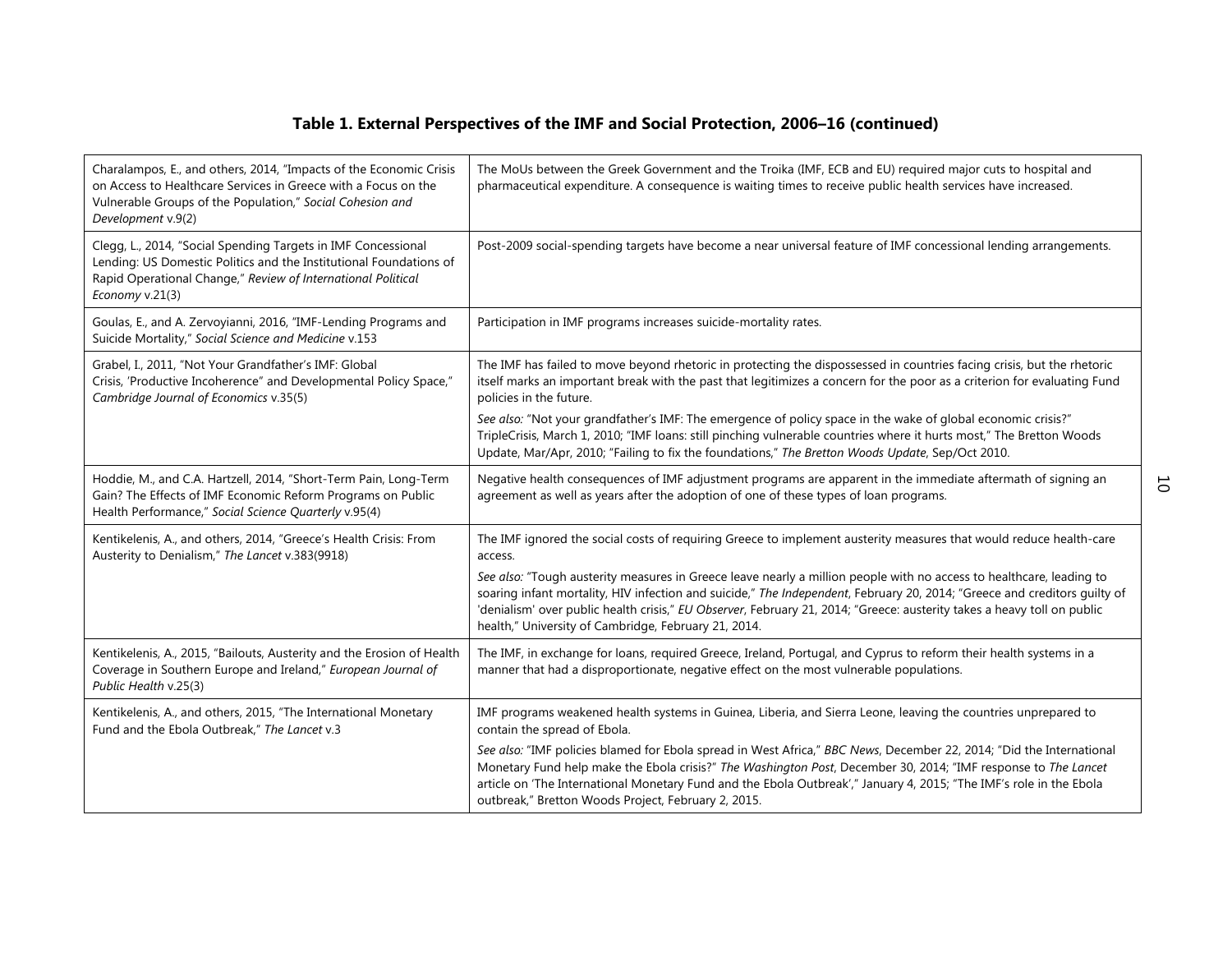## Table 1. External Perspectives of the IMF and Social Protection, 2006–16 (continued)

| | |
|---|---|
| Charalampos, E., and others, 2014, "Impacts of the Economic Crisis on Access to Healthcare Services in Greece with a Focus on the Vulnerable Groups of the Population," *Social Cohesion and Development* v.9(2) | The MoUs between the Greek Government and the Troika (IMF, ECB and EU) required major cuts to hospital and pharmaceutical expenditure. A consequence is waiting times to receive public health services have increased. |
| Clegg, L., 2014, "Social Spending Targets in IMF Concessional Lending: US Domestic Politics and the Institutional Foundations of Rapid Operational Change," *Review of International Political Economy* v.21(3) | Post-2009 social-spending targets have become a near universal feature of IMF concessional lending arrangements. |
| Goulas, E., and A. Zervoyianni, 2016, "IMF-Lending Programs and Suicide Mortality," *Social Science and Medicine* v.153 | Participation in IMF programs increases suicide-mortality rates. |
| Grabel, I., 2011, "Not Your Grandfather's IMF: Global Crisis, 'Productive Incoherence" and Developmental Policy Space," *Cambridge Journal of Economics* v.35(5) | The IMF has failed to move beyond rhetoric in protecting the dispossessed in countries facing crisis, but the rhetoric itself marks an important break with the past that legitimizes a concern for the poor as a criterion for evaluating Fund policies in the future. *See also:* "Not your grandfather's IMF: The emergence of policy space in the wake of global economic crisis?" TripleCrisis, March 1, 2010; "IMF loans: still pinching vulnerable countries where it hurts most," The Bretton Woods Update, Mar/Apr, 2010; "Failing to fix the foundations," *The Bretton Woods Update*, Sep/Oct 2010. |
| Hoddie, M., and C.A. Hartzell, 2014, "Short-Term Pain, Long-Term Gain? The Effects of IMF Economic Reform Programs on Public Health Performance," *Social Science Quarterly* v.95(4) | Negative health consequences of IMF adjustment programs are apparent in the immediate aftermath of signing an agreement as well as years after the adoption of one of these types of loan programs. |
| Kentikelenis, A., and others, 2014, "Greece's Health Crisis: From Austerity to Denialism," *The Lancet* v.383(9918) | The IMF ignored the social costs of requiring Greece to implement austerity measures that would reduce health-care access. *See also:* "Tough austerity measures in Greece leave nearly a million people with no access to healthcare, leading to soaring infant mortality, HIV infection and suicide," *The Independent*, February 20, 2014; "Greece and creditors guilty of 'denialism' over public health crisis," *EU Observer*, February 21, 2014; "Greece: austerity takes a heavy toll on public health," University of Cambridge, February 21, 2014. |
| Kentikelenis, A., 2015, "Bailouts, Austerity and the Erosion of Health Coverage in Southern Europe and Ireland," *European Journal of Public Health* v.25(3) | The IMF, in exchange for loans, required Greece, Ireland, Portugal, and Cyprus to reform their health systems in a manner that had a disproportionate, negative effect on the most vulnerable populations. |
| Kentikelenis, A., and others, 2015, "The International Monetary Fund and the Ebola Outbreak," *The Lancet* v.3 | IMF programs weakened health systems in Guinea, Liberia, and Sierra Leone, leaving the countries unprepared to contain the spread of Ebola. *See also:* "IMF policies blamed for Ebola spread in West Africa," *BBC News*, December 22, 2014; "Did the International Monetary Fund help make the Ebola crisis?" *The Washington Post*, December 30, 2014; "IMF response to *The Lancet* article on 'The International Monetary Fund and the Ebola Outbreak'," January 4, 2015; "The IMF's role in the Ebola outbreak," Bretton Woods Project, February 2, 2015. |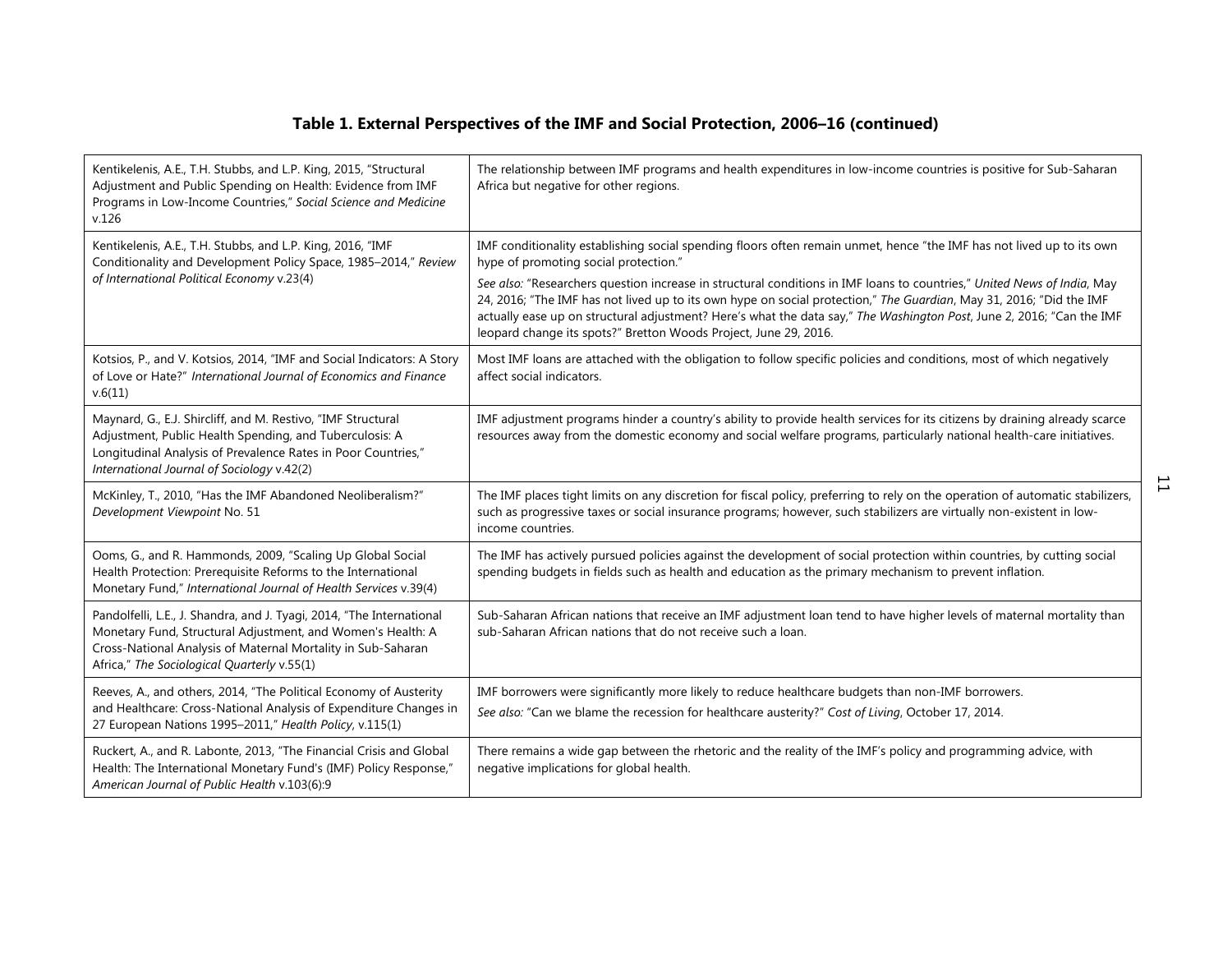## Table 1. External Perspectives of the IMF and Social Protection, 2006–16 (continued)

| | |
|---|---|
| Kentikelenis, A.E., T.H. Stubbs, and L.P. King, 2015, "Structural Adjustment and Public Spending on Health: Evidence from IMF Programs in Low-Income Countries," *Social Science and Medicine* v.126 | The relationship between IMF programs and health expenditures in low-income countries is positive for Sub-Saharan Africa but negative for other regions. |
| Kentikelenis, A.E., T.H. Stubbs, and L.P. King, 2016, "IMF Conditionality and Development Policy Space, 1985–2014," *Review of International Political Economy* v.23(4) | IMF conditionality establishing social spending floors often remain unmet, hence "the IMF has not lived up to its own hype of promoting social protection." <br> *See also:* "Researchers question increase in structural conditions in IMF loans to countries," *United News of India*, May 24, 2016; "The IMF has not lived up to its own hype on social protection," *The Guardian*, May 31, 2016; "Did the IMF actually ease up on structural adjustment? Here's what the data say," *The Washington Post*, June 2, 2016; "Can the IMF leopard change its spots?" Bretton Woods Project, June 29, 2016. |
| Kotsios, P., and V. Kotsios, 2014, "IMF and Social Indicators: A Story of Love or Hate?" *International Journal of Economics and Finance* v.6(11) | Most IMF loans are attached with the obligation to follow specific policies and conditions, most of which negatively affect social indicators. |
| Maynard, G., E.J. Shircliff, and M. Restivo, "IMF Structural Adjustment, Public Health Spending, and Tuberculosis: A Longitudinal Analysis of Prevalence Rates in Poor Countries," *International Journal of Sociology* v.42(2) | IMF adjustment programs hinder a country's ability to provide health services for its citizens by draining already scarce resources away from the domestic economy and social welfare programs, particularly national health-care initiatives. |
| McKinley, T., 2010, "Has the IMF Abandoned Neoliberalism?" *Development Viewpoint* No. 51 | The IMF places tight limits on any discretion for fiscal policy, preferring to rely on the operation of automatic stabilizers, such as progressive taxes or social insurance programs; however, such stabilizers are virtually non-existent in low-income countries. |
| Ooms, G., and R. Hammonds, 2009, "Scaling Up Global Social Health Protection: Prerequisite Reforms to the International Monetary Fund," *International Journal of Health Services* v.39(4) | The IMF has actively pursued policies against the development of social protection within countries, by cutting social spending budgets in fields such as health and education as the primary mechanism to prevent inflation. |
| Pandolfelli, L.E., J. Shandra, and J. Tyagi, 2014, "The International Monetary Fund, Structural Adjustment, and Women's Health: A Cross-National Analysis of Maternal Mortality in Sub-Saharan Africa," *The Sociological Quarterly* v.55(1) | Sub-Saharan African nations that receive an IMF adjustment loan tend to have higher levels of maternal mortality than sub-Saharan African nations that do not receive such a loan. |
| Reeves, A., and others, 2014, "The Political Economy of Austerity and Healthcare: Cross-National Analysis of Expenditure Changes in 27 European Nations 1995–2011," *Health Policy*, v.115(1) | IMF borrowers were significantly more likely to reduce healthcare budgets than non-IMF borrowers. <br> *See also:* "Can we blame the recession for healthcare austerity?" *Cost of Living*, October 17, 2014. |
| Ruckert, A., and R. Labonte, 2013, "The Financial Crisis and Global Health: The International Monetary Fund's (IMF) Policy Response," *American Journal of Public Health* v.103(6):9 | There remains a wide gap between the rhetoric and the reality of the IMF's policy and programming advice, with negative implications for global health. |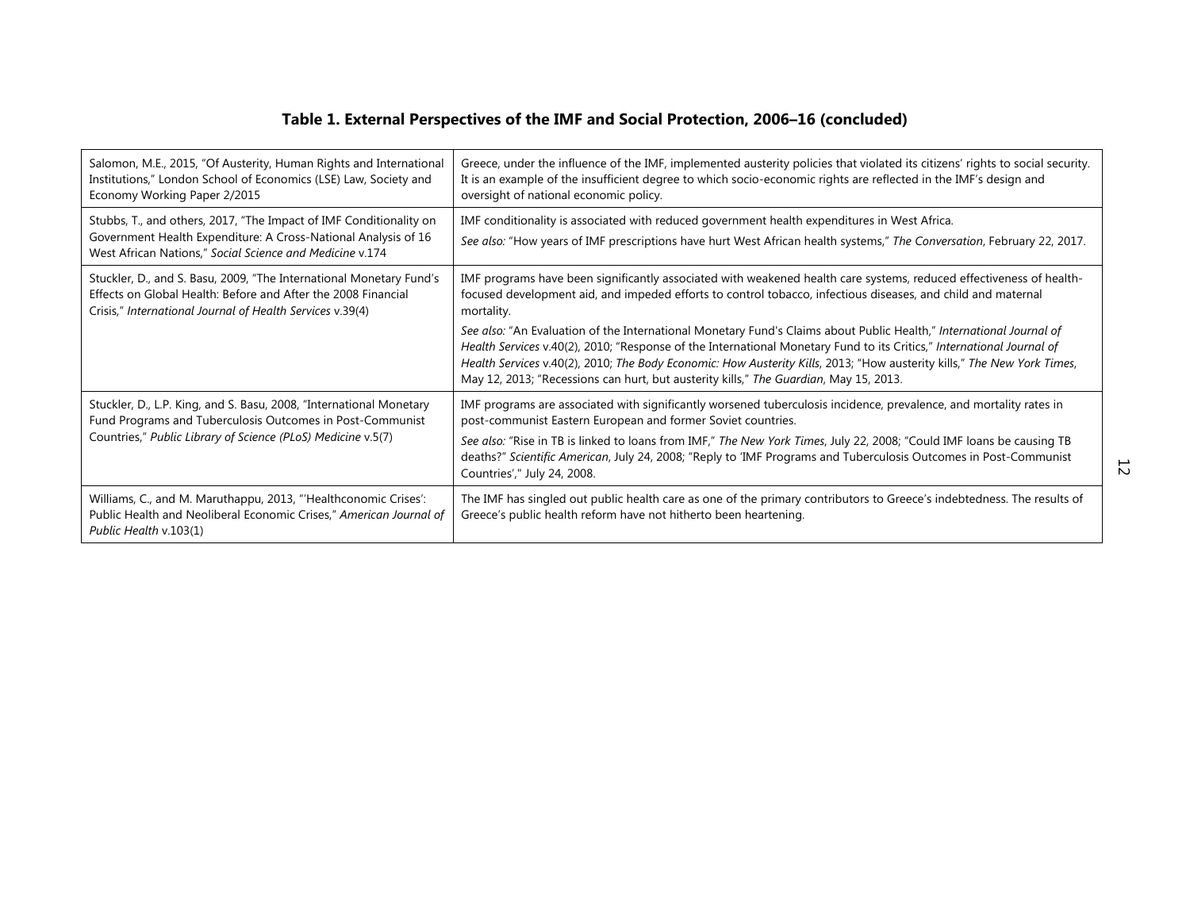## Table 1. External Perspectives of the IMF and Social Protection, 2006–16 (concluded)

| | |
|---|---|
| Salomon, M.E., 2015, "Of Austerity, Human Rights and International Institutions," London School of Economics (LSE) Law, Society and Economy Working Paper 2/2015 | Greece, under the influence of the IMF, implemented austerity policies that violated its citizens' rights to social security. It is an example of the insufficient degree to which socio-economic rights are reflected in the IMF's design and oversight of national economic policy. |
| Stubbs, T., and others, 2017, "The Impact of IMF Conditionality on Government Health Expenditure: A Cross-National Analysis of 16 West African Nations," *Social Science and Medicine* v.174 | IMF conditionality is associated with reduced government health expenditures in West Africa.<br><br>*See also:* "How years of IMF prescriptions have hurt West African health systems," *The Conversation*, February 22, 2017. |
| Stuckler, D., and S. Basu, 2009, "The International Monetary Fund's Effects on Global Health: Before and After the 2008 Financial Crisis," *International Journal of Health Services* v.39(4) | IMF programs have been significantly associated with weakened health care systems, reduced effectiveness of health-focused development aid, and impeded efforts to control tobacco, infectious diseases, and child and maternal mortality.<br><br>*See also:* "An Evaluation of the International Monetary Fund's Claims about Public Health," *International Journal of Health Services* v.40(2), 2010; "Response of the International Monetary Fund to its Critics," *International Journal of Health Services* v.40(2), 2010; *The Body Economic: How Austerity Kills*, 2013; "How austerity kills," *The New York Times*, May 12, 2013; "Recessions can hurt, but austerity kills," *The Guardian*, May 15, 2013. |
| Stuckler, D., L.P. King, and S. Basu, 2008, "International Monetary Fund Programs and Tuberculosis Outcomes in Post-Communist Countries," *Public Library of Science (PLoS) Medicine* v.5(7) | IMF programs are associated with significantly worsened tuberculosis incidence, prevalence, and mortality rates in post-communist Eastern European and former Soviet countries.<br><br>*See also:* "Rise in TB is linked to loans from IMF," *The New York Times*, July 22, 2008; "Could IMF loans be causing TB deaths?" *Scientific American*, July 24, 2008; "Reply to 'IMF Programs and Tuberculosis Outcomes in Post-Communist Countries'," July 24, 2008. |
| Williams, C., and M. Maruthappu, 2013, "'Healthconomic Crises': Public Health and Neoliberal Economic Crises," *American Journal of Public Health* v.103(1) | The IMF has singled out public health care as one of the primary contributors to Greece's indebtedness. The results of Greece's public health reform have not hitherto been heartening. |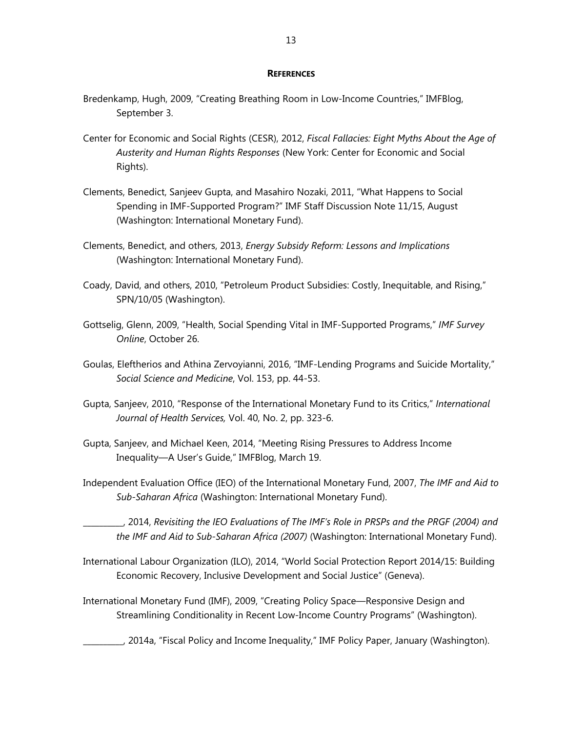## References

Bredenkamp, Hugh, 2009, "Creating Breathing Room in Low-Income Countries," IMFBlog, September 3.

Center for Economic and Social Rights (CESR), 2012, *Fiscal Fallacies: Eight Myths About the Age of Austerity and Human Rights Responses* (New York: Center for Economic and Social Rights).

Clements, Benedict, Sanjeev Gupta, and Masahiro Nozaki, 2011, "What Happens to Social Spending in IMF-Supported Program?" IMF Staff Discussion Note 11/15, August (Washington: International Monetary Fund).

Clements, Benedict, and others, 2013, *Energy Subsidy Reform: Lessons and Implications* (Washington: International Monetary Fund).

Coady, David, and others, 2010, "Petroleum Product Subsidies: Costly, Inequitable, and Rising," SPN/10/05 (Washington).

Gottselig, Glenn, 2009, "Health, Social Spending Vital in IMF-Supported Programs," *IMF Survey Online*, October 26.

Goulas, Eleftherios and Athina Zervoyianni, 2016, "IMF-Lending Programs and Suicide Mortality," *Social Science and Medicine*, Vol. 153, pp. 44-53.

Gupta, Sanjeev, 2010, "Response of the International Monetary Fund to its Critics," *International Journal of Health Services,* Vol. 40, No. 2, pp. 323-6.

Gupta, Sanjeev, and Michael Keen, 2014, "Meeting Rising Pressures to Address Income Inequality—A User's Guide," IMFBlog, March 19.

Independent Evaluation Office (IEO) of the International Monetary Fund, 2007, *The IMF and Aid to Sub-Saharan Africa* (Washington: International Monetary Fund).

__________, 2014, *Revisiting the IEO Evaluations of The IMF's Role in PRSPs and the PRGF (2004) and the IMF and Aid to Sub-Saharan Africa (2007)* (Washington: International Monetary Fund).

International Labour Organization (ILO), 2014, "World Social Protection Report 2014/15: Building Economic Recovery, Inclusive Development and Social Justice" (Geneva).

International Monetary Fund (IMF), 2009, "Creating Policy Space—Responsive Design and Streamlining Conditionality in Recent Low-Income Country Programs" (Washington).

__________, 2014a, "Fiscal Policy and Income Inequality," IMF Policy Paper, January (Washington).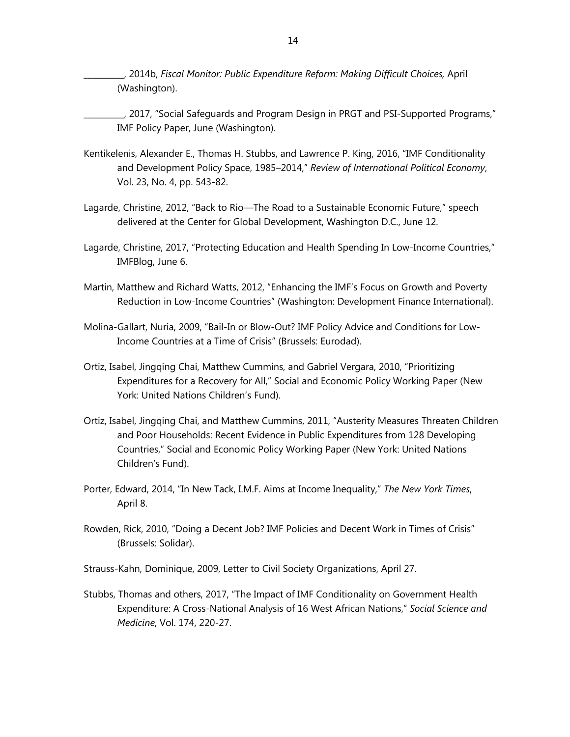__________, 2014b, *Fiscal Monitor: Public Expenditure Reform: Making Difficult Choices,* April (Washington).

__________, 2017, "Social Safeguards and Program Design in PRGT and PSI-Supported Programs," IMF Policy Paper, June (Washington).

Kentikelenis, Alexander E., Thomas H. Stubbs, and Lawrence P. King, 2016, "IMF Conditionality and Development Policy Space, 1985–2014," *Review of International Political Economy*, Vol. 23, No. 4, pp. 543-82.

Lagarde, Christine, 2012, "Back to Rio—The Road to a Sustainable Economic Future," speech delivered at the Center for Global Development, Washington D.C., June 12.

Lagarde, Christine, 2017, "Protecting Education and Health Spending In Low-Income Countries," IMFBlog, June 6.

Martin, Matthew and Richard Watts, 2012, "Enhancing the IMF's Focus on Growth and Poverty Reduction in Low-Income Countries" (Washington: Development Finance International).

Molina-Gallart, Nuria, 2009, "Bail-In or Blow-Out? IMF Policy Advice and Conditions for Low-Income Countries at a Time of Crisis" (Brussels: Eurodad).

Ortiz, Isabel, Jingqing Chai, Matthew Cummins, and Gabriel Vergara, 2010, "Prioritizing Expenditures for a Recovery for All," Social and Economic Policy Working Paper (New York: United Nations Children's Fund).

Ortiz, Isabel, Jingqing Chai, and Matthew Cummins, 2011, "Austerity Measures Threaten Children and Poor Households: Recent Evidence in Public Expenditures from 128 Developing Countries," Social and Economic Policy Working Paper (New York: United Nations Children's Fund).

Porter, Edward, 2014, "In New Tack, I.M.F. Aims at Income Inequality," *The New York Times*, April 8.

Rowden, Rick, 2010, "Doing a Decent Job? IMF Policies and Decent Work in Times of Crisis" (Brussels: Solidar).

Strauss-Kahn, Dominique, 2009, Letter to Civil Society Organizations, April 27.

Stubbs, Thomas and others, 2017, "The Impact of IMF Conditionality on Government Health Expenditure: A Cross-National Analysis of 16 West African Nations," *Social Science and Medicine*, Vol. 174, 220-27.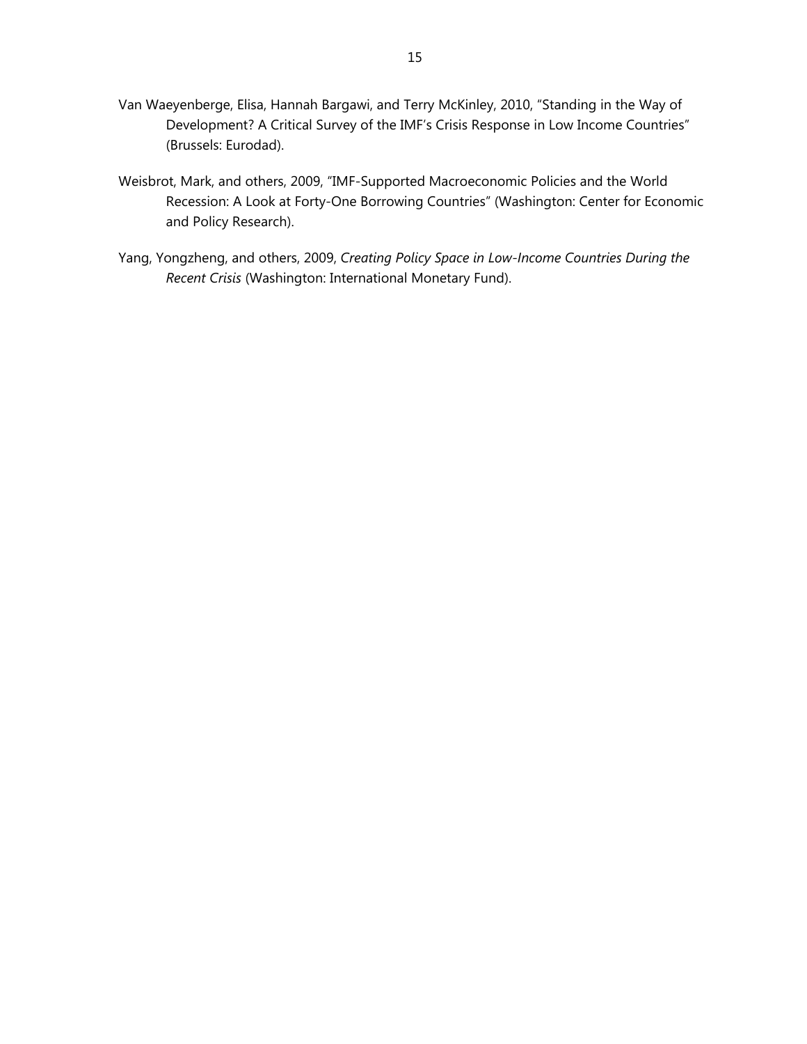Van Waeyenberge, Elisa, Hannah Bargawi, and Terry McKinley, 2010, "Standing in the Way of Development? A Critical Survey of the IMF's Crisis Response in Low Income Countries" (Brussels: Eurodad).

Weisbrot, Mark, and others, 2009, "IMF-Supported Macroeconomic Policies and the World Recession: A Look at Forty-One Borrowing Countries" (Washington: Center for Economic and Policy Research).

Yang, Yongzheng, and others, 2009, *Creating Policy Space in Low-Income Countries During the Recent Crisis* (Washington: International Monetary Fund).